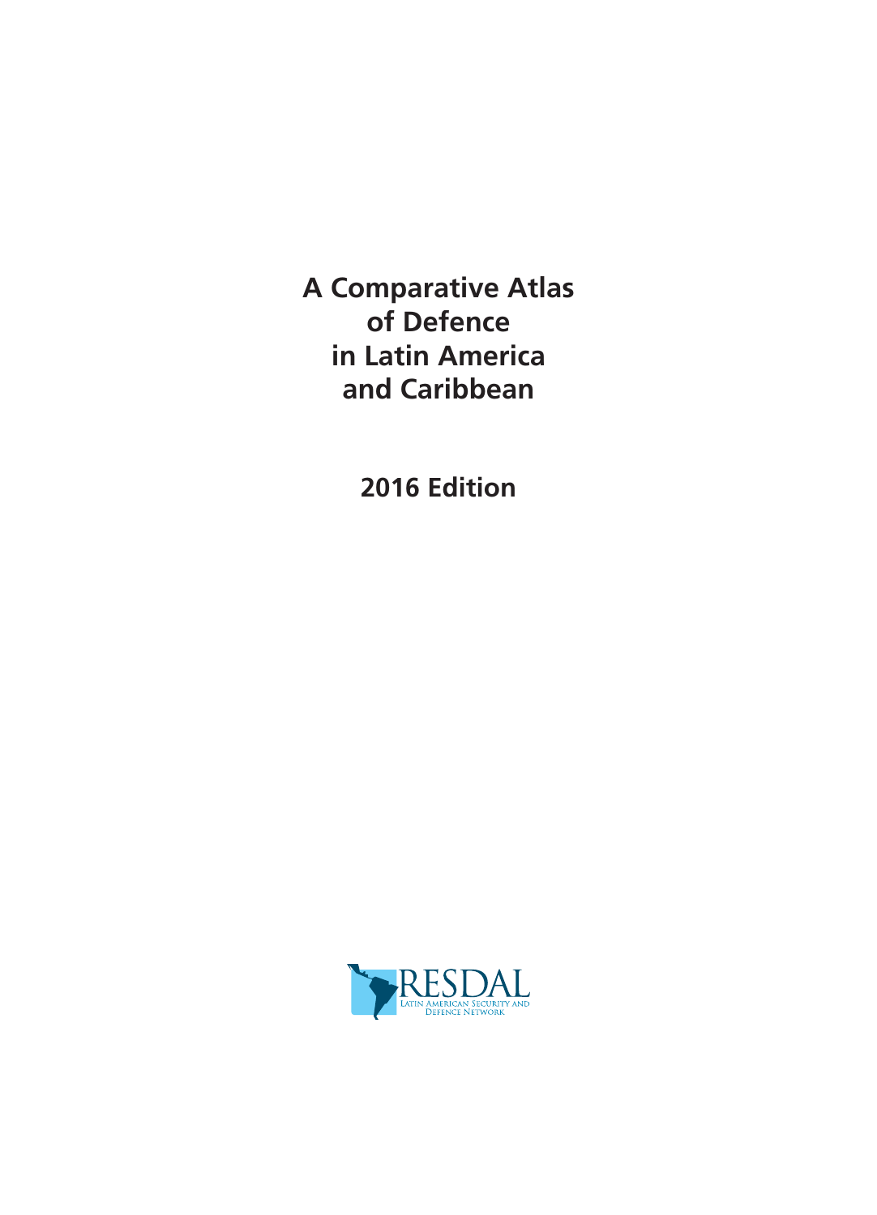# A Comparative Atlas of Defence in Latin America and Caribbean

## 2016 Edition

RESDAL
LATIN AMERICAN SECURITY AND DEFENCE NETWORK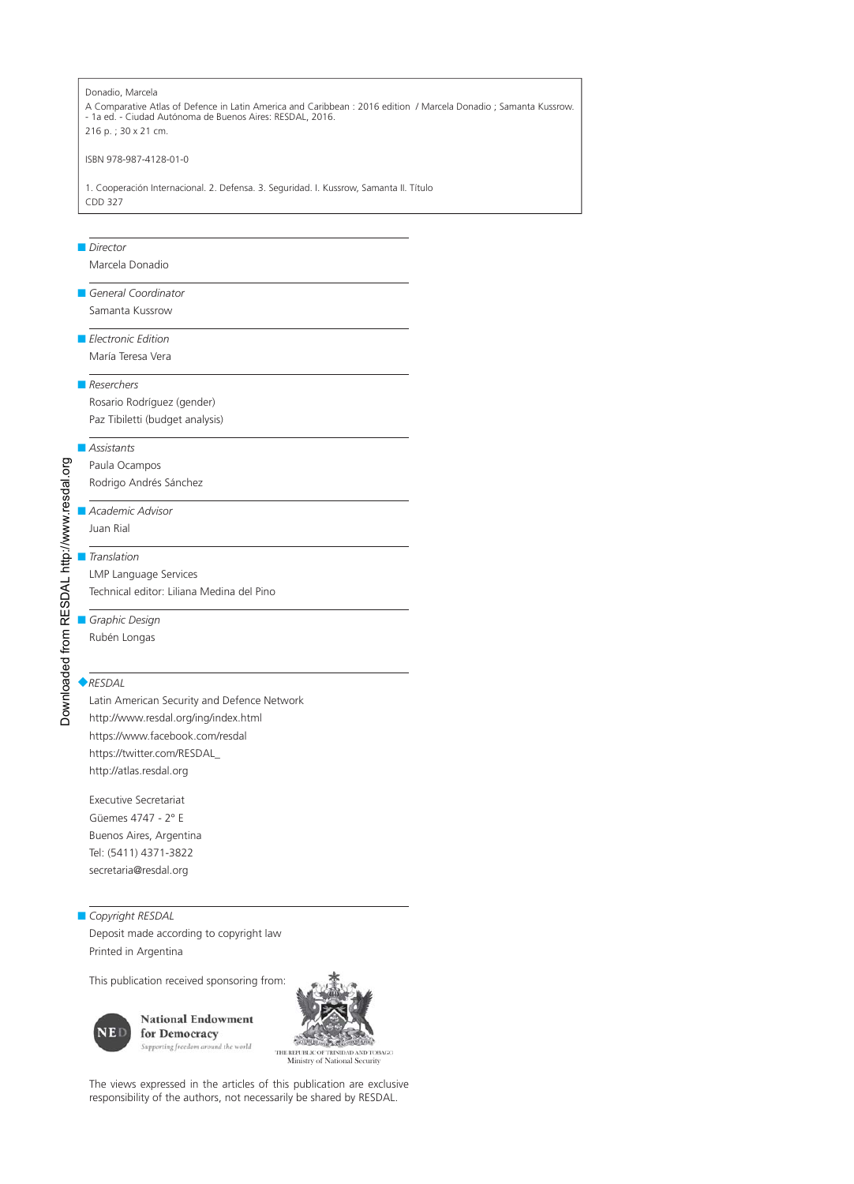Donadio, Marcela

A Comparative Atlas of Defence in Latin America and Caribbean : 2016 edition / Marcela Donadio ; Samanta Kussrow. - 1a ed. - Ciudad Autónoma de Buenos Aires: RESDAL, 2016.

216 p. ; 30 x 21 cm.

ISBN 978-987-4128-01-0

1. Cooperación Internacional. 2. Defensa. 3. Seguridad. I. Kussrow, Samanta II. Título
CDD 327

*Director*
Marcela Donadio

*General Coordinator*
Samanta Kussrow

*Electronic Edition*
María Teresa Vera

*Reserchers*
Rosario Rodríguez (gender)
Paz Tibiletti (budget analysis)

*Assistants*
Paula Ocampos
Rodrigo Andrés Sánchez

*Academic Advisor*
Juan Rial

*Translation*
LMP Language Services
Technical editor: Liliana Medina del Pino

*Graphic Design*
Rubén Longas

*RESDAL*
Latin American Security and Defence Network
http://www.resdal.org/ing/index.html
https://www.facebook.com/resdal
https://twitter.com/RESDAL_
http://atlas.resdal.org

Executive Secretariat
Güemes 4747 - 2° E
Buenos Aires, Argentina
Tel: (5411) 4371-3822
secretaria@resdal.org

*Copyright RESDAL*
Deposit made according to copyright law
Printed in Argentina

This publication received sponsoring from:

National Endowment for Democracy — Supporting freedom around the world

The Republic of Trinidad and Tobago — Ministry of National Security

The views expressed in the articles of this publication are exclusive responsibility of the authors, not necessarily be shared by RESDAL.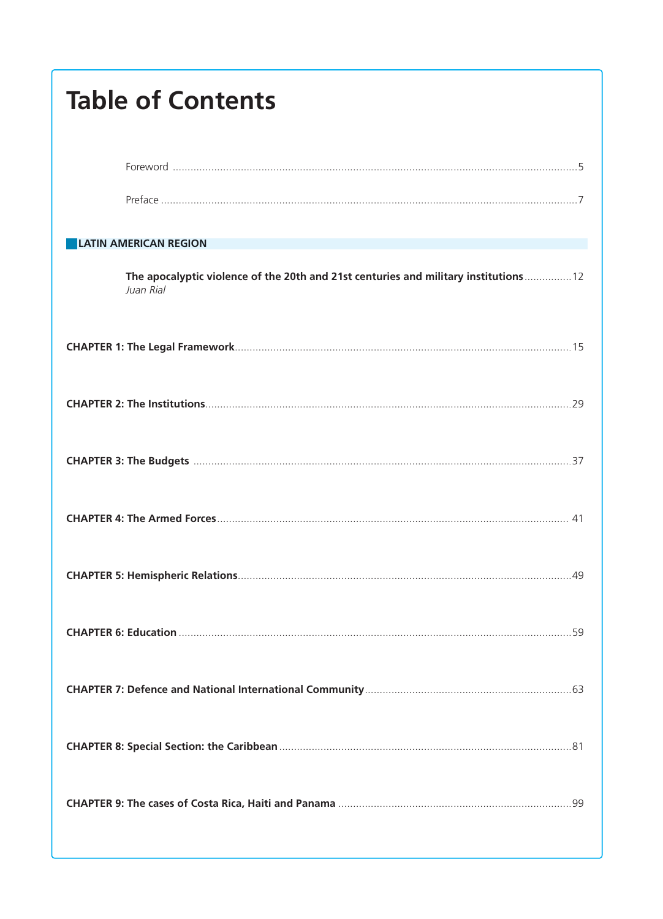# Table of Contents

Foreword .......... 5

Preface .......... 7

## LATIN AMERICAN REGION

**The apocalyptic violence of the 20th and 21st centuries and military institutions** .......... 12
*Juan Rial*

**CHAPTER 1: The Legal Framework** .......... 15

**CHAPTER 2: The Institutions** .......... 29

**CHAPTER 3: The Budgets** .......... 37

**CHAPTER 4: The Armed Forces** .......... 41

**CHAPTER 5: Hemispheric Relations** .......... 49

**CHAPTER 6: Education** .......... 59

**CHAPTER 7: Defence and National International Community** .......... 63

**CHAPTER 8: Special Section: the Caribbean** .......... 81

**CHAPTER 9: The cases of Costa Rica, Haiti and Panama** .......... 99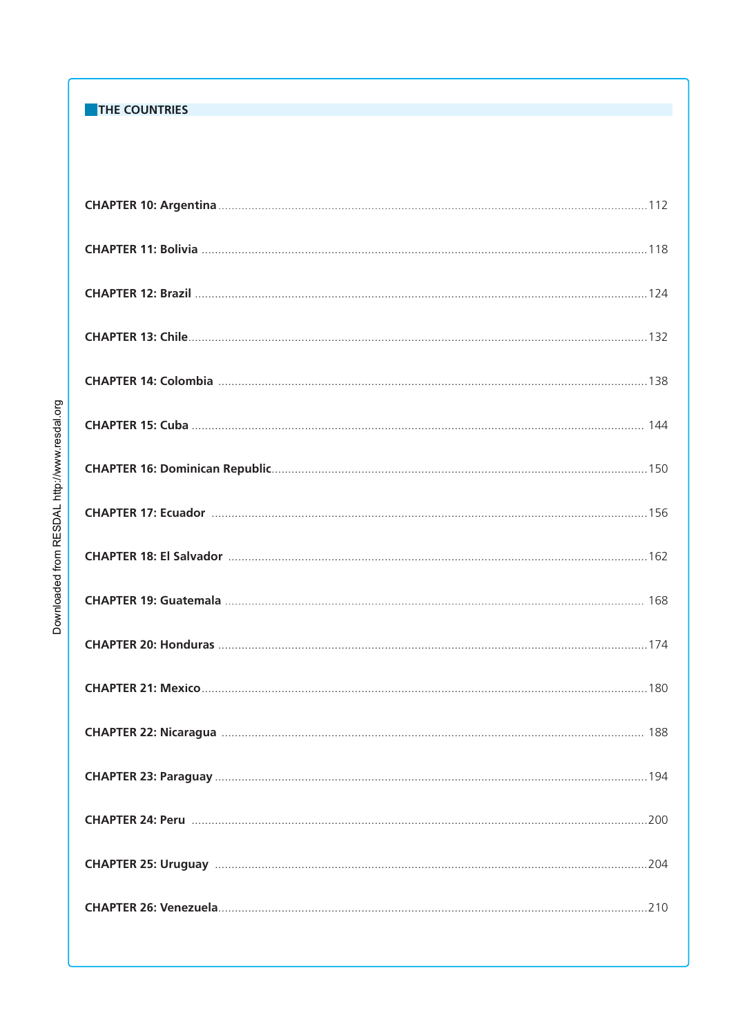## THE COUNTRIES

CHAPTER 10: Argentina ........ 112

CHAPTER 11: Bolivia ........ 118

CHAPTER 12: Brazil ........ 124

CHAPTER 13: Chile ........ 132

CHAPTER 14: Colombia ........ 138

CHAPTER 15: Cuba ........ 144

CHAPTER 16: Dominican Republic ........ 150

CHAPTER 17: Ecuador ........ 156

CHAPTER 18: El Salvador ........ 162

CHAPTER 19: Guatemala ........ 168

CHAPTER 20: Honduras ........ 174

CHAPTER 21: Mexico ........ 180

CHAPTER 22: Nicaragua ........ 188

CHAPTER 23: Paraguay ........ 194

CHAPTER 24: Peru ........ 200

CHAPTER 25: Uruguay ........ 204

CHAPTER 26: Venezuela ........ 210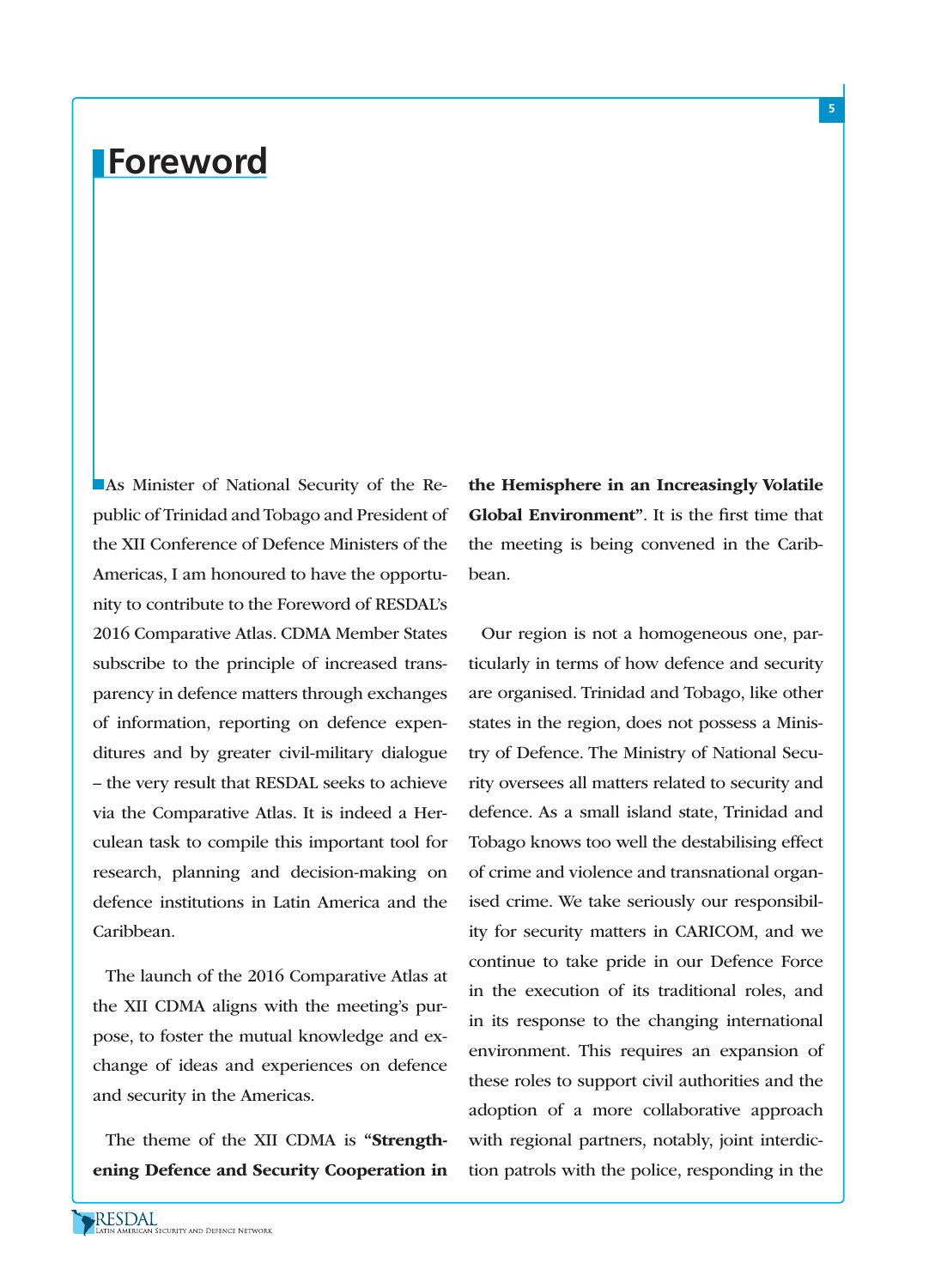# Foreword

As Minister of National Security of the Republic of Trinidad and Tobago and President of the XII Conference of Defence Ministers of the Americas, I am honoured to have the opportunity to contribute to the Foreword of RESDAL's 2016 Comparative Atlas. CDMA Member States subscribe to the principle of increased transparency in defence matters through exchanges of information, reporting on defence expenditures and by greater civil-military dialogue – the very result that RESDAL seeks to achieve via the Comparative Atlas. It is indeed a Herculean task to compile this important tool for research, planning and decision-making on defence institutions in Latin America and the Caribbean.

The launch of the 2016 Comparative Atlas at the XII CDMA aligns with the meeting's purpose, to foster the mutual knowledge and exchange of ideas and experiences on defence and security in the Americas.

The theme of the XII CDMA is "**Strengthening Defence and Security Cooperation in the Hemisphere in an Increasingly Volatile Global Environment**". It is the first time that the meeting is being convened in the Caribbean.

Our region is not a homogeneous one, particularly in terms of how defence and security are organised. Trinidad and Tobago, like other states in the region, does not possess a Ministry of Defence. The Ministry of National Security oversees all matters related to security and defence. As a small island state, Trinidad and Tobago knows too well the destabilising effect of crime and violence and transnational organised crime. We take seriously our responsibility for security matters in CARICOM, and we continue to take pride in our Defence Force in the execution of its traditional roles, and in its response to the changing international environment. This requires an expansion of these roles to support civil authorities and the adoption of a more collaborative approach with regional partners, notably, joint interdiction patrols with the police, responding in the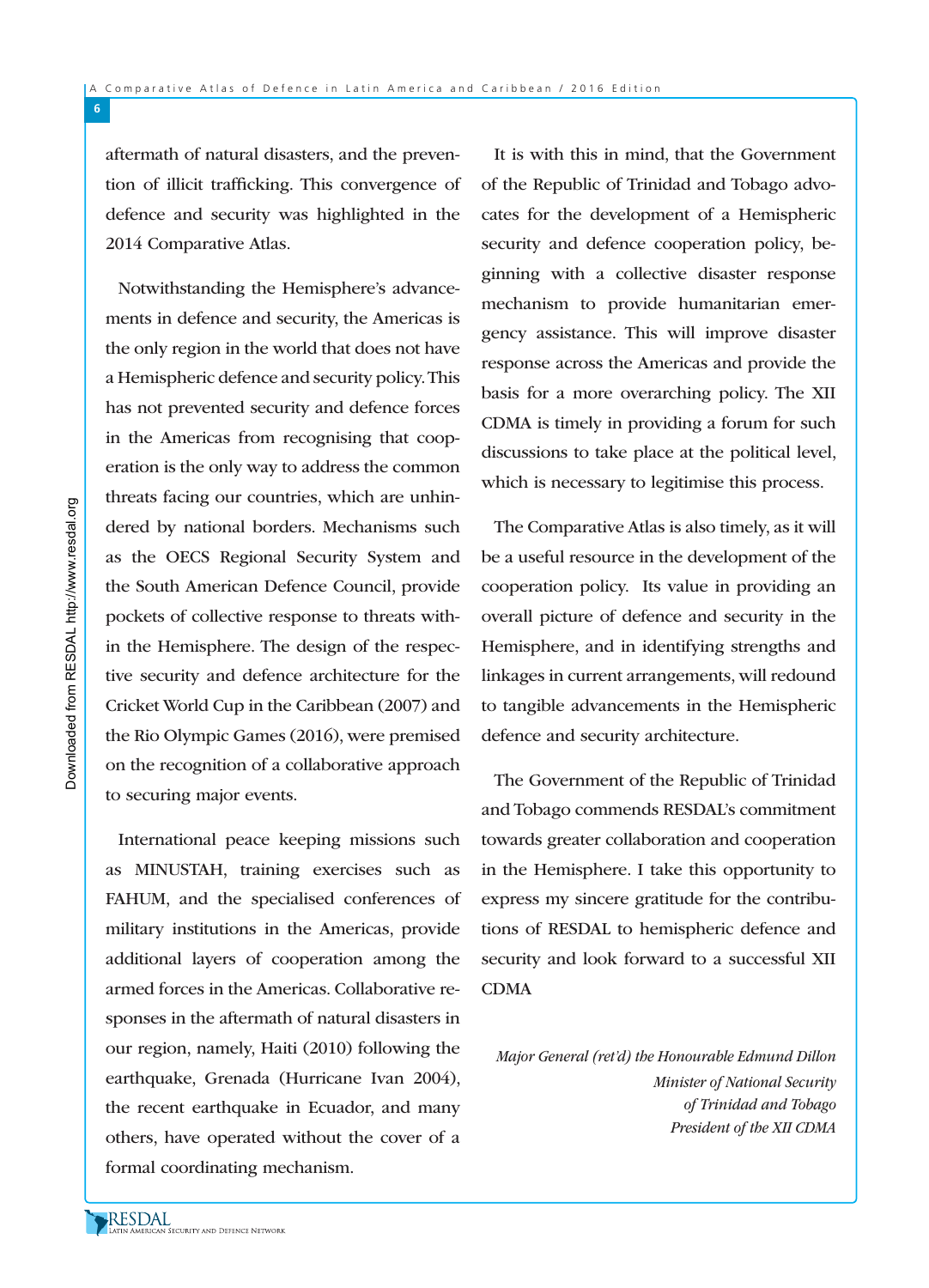aftermath of natural disasters, and the prevention of illicit trafficking. This convergence of defence and security was highlighted in the 2014 Comparative Atlas.

Notwithstanding the Hemisphere's advancements in defence and security, the Americas is the only region in the world that does not have a Hemispheric defence and security policy. This has not prevented security and defence forces in the Americas from recognising that cooperation is the only way to address the common threats facing our countries, which are unhindered by national borders. Mechanisms such as the OECS Regional Security System and the South American Defence Council, provide pockets of collective response to threats within the Hemisphere. The design of the respective security and defence architecture for the Cricket World Cup in the Caribbean (2007) and the Rio Olympic Games (2016), were premised on the recognition of a collaborative approach to securing major events.

International peace keeping missions such as MINUSTAH, training exercises such as FAHUM, and the specialised conferences of military institutions in the Americas, provide additional layers of cooperation among the armed forces in the Americas. Collaborative responses in the aftermath of natural disasters in our region, namely, Haiti (2010) following the earthquake, Grenada (Hurricane Ivan 2004), the recent earthquake in Ecuador, and many others, have operated without the cover of a formal coordinating mechanism.

It is with this in mind, that the Government of the Republic of Trinidad and Tobago advocates for the development of a Hemispheric security and defence cooperation policy, beginning with a collective disaster response mechanism to provide humanitarian emergency assistance. This will improve disaster response across the Americas and provide the basis for a more overarching policy. The XII CDMA is timely in providing a forum for such discussions to take place at the political level, which is necessary to legitimise this process.

The Comparative Atlas is also timely, as it will be a useful resource in the development of the cooperation policy. Its value in providing an overall picture of defence and security in the Hemisphere, and in identifying strengths and linkages in current arrangements, will redound to tangible advancements in the Hemispheric defence and security architecture.

The Government of the Republic of Trinidad and Tobago commends RESDAL's commitment towards greater collaboration and cooperation in the Hemisphere. I take this opportunity to express my sincere gratitude for the contributions of RESDAL to hemispheric defence and security and look forward to a successful XII CDMA

*Major General (ret'd) the Honourable Edmund Dillon*
*Minister of National Security*
*of Trinidad and Tobago*
*President of the XII CDMA*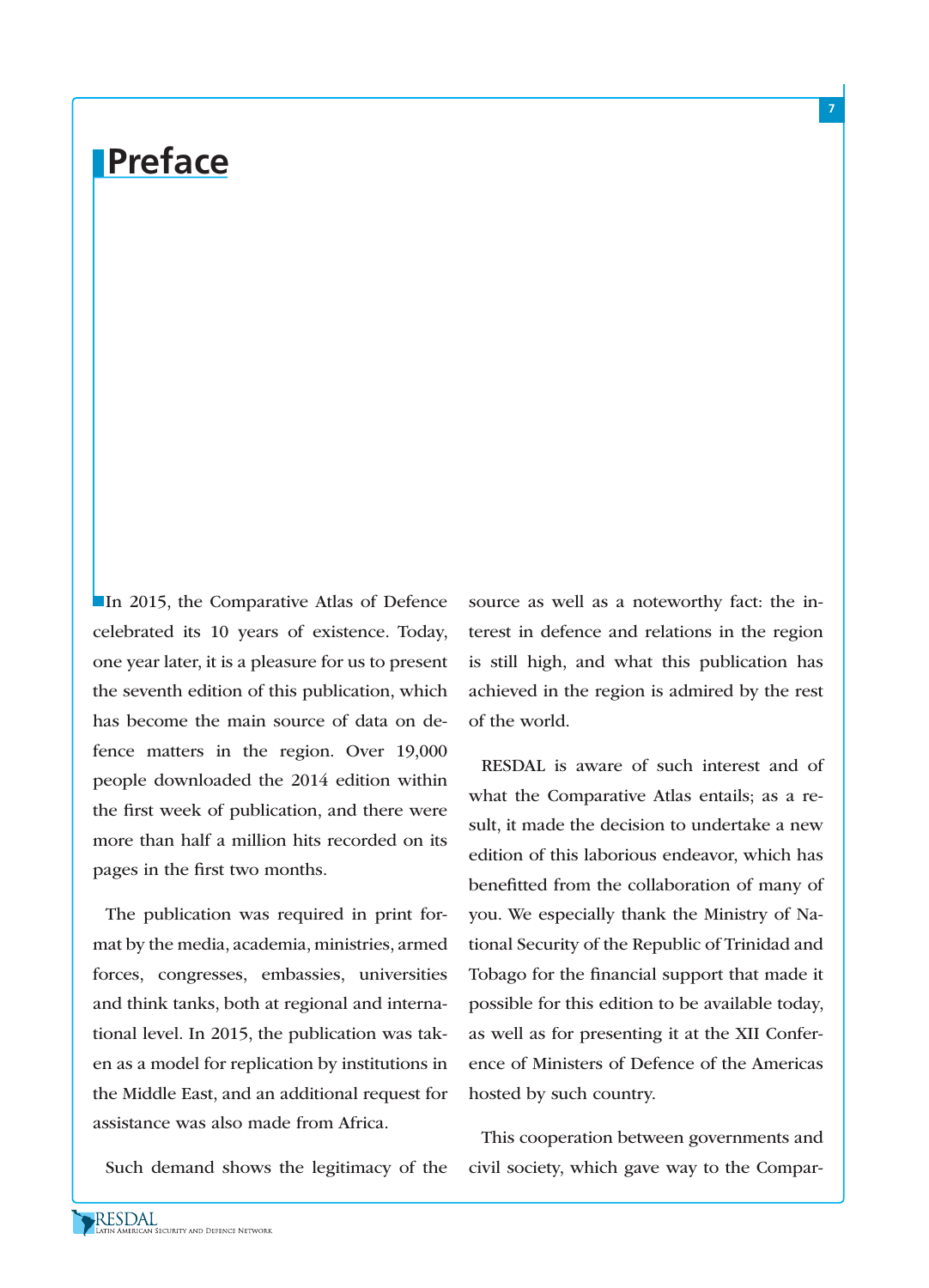# Preface

In 2015, the Comparative Atlas of Defence celebrated its 10 years of existence. Today, one year later, it is a pleasure for us to present the seventh edition of this publication, which has become the main source of data on defence matters in the region. Over 19,000 people downloaded the 2014 edition within the first week of publication, and there were more than half a million hits recorded on its pages in the first two months.

The publication was required in print format by the media, academia, ministries, armed forces, congresses, embassies, universities and think tanks, both at regional and international level. In 2015, the publication was taken as a model for replication by institutions in the Middle East, and an additional request for assistance was also made from Africa.

Such demand shows the legitimacy of the source as well as a noteworthy fact: the interest in defence and relations in the region is still high, and what this publication has achieved in the region is admired by the rest of the world.

RESDAL is aware of such interest and of what the Comparative Atlas entails; as a result, it made the decision to undertake a new edition of this laborious endeavor, which has benefitted from the collaboration of many of you. We especially thank the Ministry of National Security of the Republic of Trinidad and Tobago for the financial support that made it possible for this edition to be available today, as well as for presenting it at the XII Conference of Ministers of Defence of the Americas hosted by such country.

This cooperation between governments and civil society, which gave way to the Compar-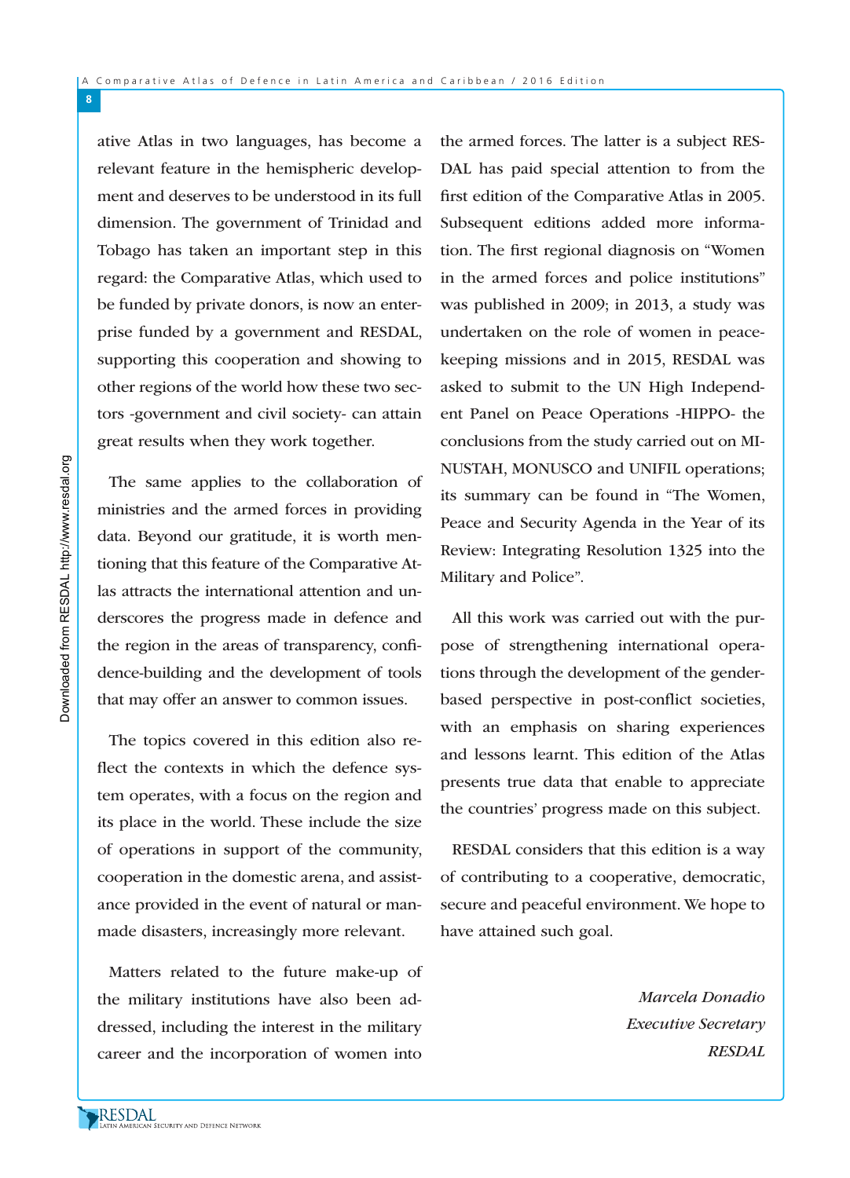ative Atlas in two languages, has become a relevant feature in the hemispheric development and deserves to be understood in its full dimension. The government of Trinidad and Tobago has taken an important step in this regard: the Comparative Atlas, which used to be funded by private donors, is now an enterprise funded by a government and RESDAL, supporting this cooperation and showing to other regions of the world how these two sectors -government and civil society- can attain great results when they work together.

The same applies to the collaboration of ministries and the armed forces in providing data. Beyond our gratitude, it is worth mentioning that this feature of the Comparative Atlas attracts the international attention and underscores the progress made in defence and the region in the areas of transparency, confidence-building and the development of tools that may offer an answer to common issues.

The topics covered in this edition also reflect the contexts in which the defence system operates, with a focus on the region and its place in the world. These include the size of operations in support of the community, cooperation in the domestic arena, and assistance provided in the event of natural or man-made disasters, increasingly more relevant.

Matters related to the future make-up of the military institutions have also been addressed, including the interest in the military career and the incorporation of women into the armed forces. The latter is a subject RESDAL has paid special attention to from the first edition of the Comparative Atlas in 2005. Subsequent editions added more information. The first regional diagnosis on "Women in the armed forces and police institutions" was published in 2009; in 2013, a study was undertaken on the role of women in peacekeeping missions and in 2015, RESDAL was asked to submit to the UN High Independent Panel on Peace Operations -HIPPO- the conclusions from the study carried out on MINUSTAH, MONUSCO and UNIFIL operations; its summary can be found in "The Women, Peace and Security Agenda in the Year of its Review: Integrating Resolution 1325 into the Military and Police".

All this work was carried out with the purpose of strengthening international operations through the development of the gender-based perspective in post-conflict societies, with an emphasis on sharing experiences and lessons learnt. This edition of the Atlas presents true data that enable to appreciate the countries' progress made on this subject.

RESDAL considers that this edition is a way of contributing to a cooperative, democratic, secure and peaceful environment. We hope to have attained such goal.

*Marcela Donadio*
*Executive Secretary*
*RESDAL*